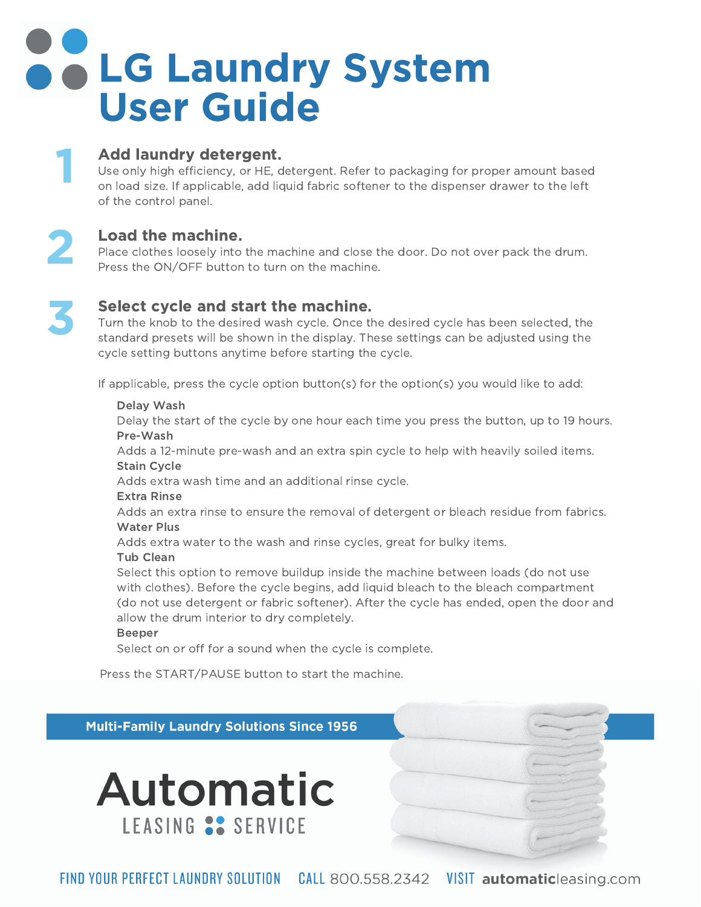# LG Laundry System User Guide

## 1 Add laundry detergent.

Use only high efficiency, or HE, detergent. Refer to packaging for proper amount based on load size. If applicable, add liquid fabric softener to the dispenser drawer to the left of the control panel.

## 2 Load the machine.

Place clothes loosely into the machine and close the door. Do not over pack the drum. Press the ON/OFF button to turn on the machine.

## 3 Select cycle and start the machine.

Turn the knob to the desired wash cycle. Once the desired cycle has been selected, the standard presets will be shown in the display. These settings can be adjusted using the cycle setting buttons anytime before starting the cycle.

If applicable, press the cycle option button(s) for the option(s) you would like to add:

**Delay Wash**
Delay the start of the cycle by one hour each time you press the button, up to 19 hours.

**Pre-Wash**
Adds a 12-minute pre-wash and an extra spin cycle to help with heavily soiled items.

**Stain Cycle**
Adds extra wash time and an additional rinse cycle.

**Extra Rinse**
Adds an extra rinse to ensure the removal of detergent or bleach residue from fabrics.

**Water Plus**
Adds extra water to the wash and rinse cycles, great for bulky items.

**Tub Clean**
Select this option to remove buildup inside the machine between loads (do not use with clothes). Before the cycle begins, add liquid bleach to the bleach compartment (do not use detergent or fabric softener). After the cycle has ended, open the door and allow the drum interior to dry completely.

**Beeper**
Select on or off for a sound when the cycle is complete.

Press the START/PAUSE button to start the machine.

**Multi-Family Laundry Solutions Since 1956**

**Automatic**
LEASING SERVICE

FIND YOUR PERFECT LAUNDRY SOLUTION CALL 800.558.2342 VISIT **automatic**leasing.com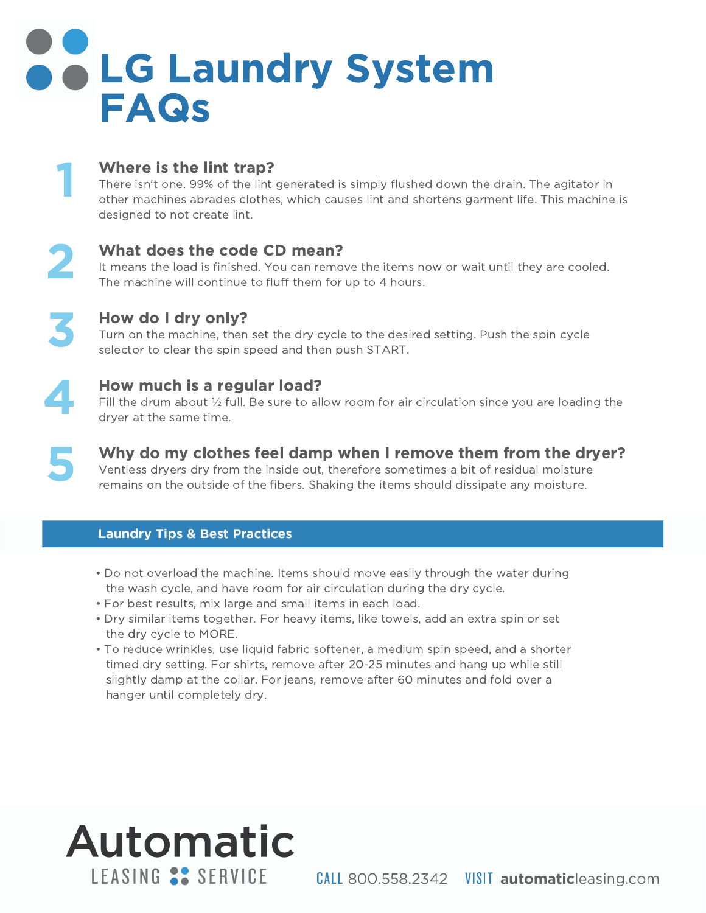# LG Laundry System FAQs

### 1 Where is the lint trap?

There isn't one. 99% of the lint generated is simply flushed down the drain. The agitator in other machines abrades clothes, which causes lint and shortens garment life. This machine is designed to not create lint.

### 2 What does the code CD mean?

It means the load is finished. You can remove the items now or wait until they are cooled. The machine will continue to fluff them for up to 4 hours.

### 3 How do I dry only?

Turn on the machine, then set the dry cycle to the desired setting. Push the spin cycle selector to clear the spin speed and then push START.

### 4 How much is a regular load?

Fill the drum about ½ full. Be sure to allow room for air circulation since you are loading the dryer at the same time.

### 5 Why do my clothes feel damp when I remove them from the dryer?

Ventless dryers dry from the inside out, therefore sometimes a bit of residual moisture remains on the outside of the fibers. Shaking the items should dissipate any moisture.

## Laundry Tips & Best Practices

- Do not overload the machine. Items should move easily through the water during the wash cycle, and have room for air circulation during the dry cycle.
- For best results, mix large and small items in each load.
- Dry similar items together. For heavy items, like towels, add an extra spin or set the dry cycle to MORE.
- To reduce wrinkles, use liquid fabric softener, a medium spin speed, and a shorter timed dry setting. For shirts, remove after 20-25 minutes and hang up while still slightly damp at the collar. For jeans, remove after 60 minutes and fold over a hanger until completely dry.

**Automatic** LEASING SERVICE

CALL 800.558.2342 VISIT automaticleasing.com